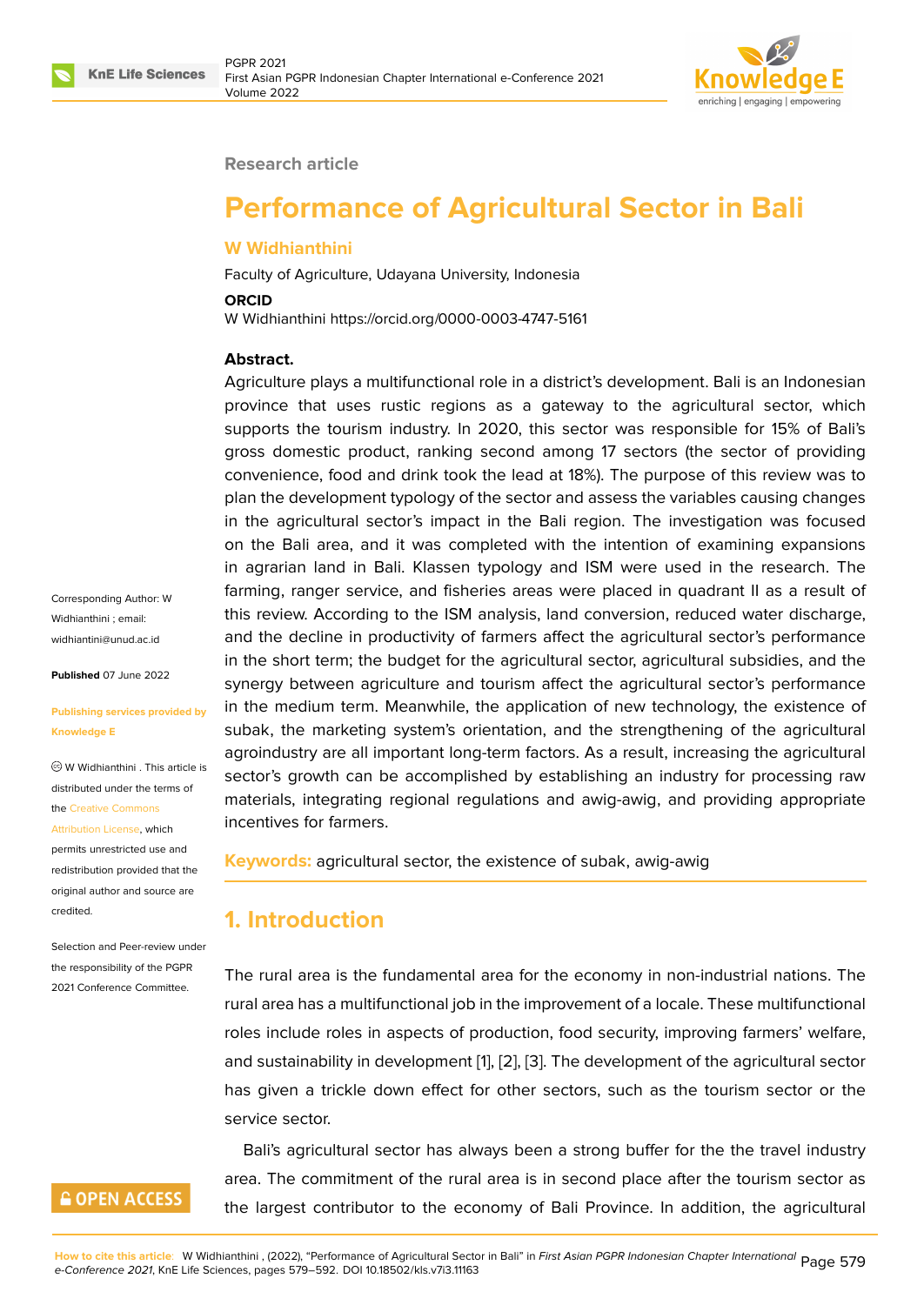Research article

# Performance of Agricultural Sector in Bali

**W Widhianthini**

Faculty of Agriculture, Udayana University, Indonesia

**ORCID**

W Widhianthini https://orcid.org/0000-0003-4747-5161

**Abstract.**

Agriculture plays a multifunctional role in a district's development. Bali is an Indonesian province that uses rustic regions as a gateway to the agricultural sector, which supports the tourism industry. In 2020, this sector was responsible for 15% of Bali's gross domestic product, ranking second among 17 sectors (the sector of providing convenience, food and drink took the lead at 18%). The purpose of this review was to plan the development typology of the sector and assess the variables causing changes in the agricultural sector's impact in the Bali region. The investigation was focused on the Bali area, and it was completed with the intention of examining expansions in agrarian land in Bali. Klassen typology and ISM were used in the research. The farming, ranger service, and fisheries areas were placed in quadrant II as a result of this review. According to the ISM analysis, land conversion, reduced water discharge, and the decline in productivity of farmers affect the agricultural sector's performance in the short term; the budget for the agricultural sector, agricultural subsidies, and the synergy between agriculture and tourism affect the agricultural sector's performance in the medium term. Meanwhile, the application of new technology, the existence of subak, the marketing system's orientation, and the strengthening of the agricultural agroindustry are all important long-term factors. As a result, increasing the agricultural sector's growth can be accomplished by establishing an industry for processing raw materials, integrating regional regulations and awig-awig, and providing appropriate incentives for farmers.

**Keywords:** agricultural sector, the existence of subak, awig-awig

Corresponding Author: W Widhianthini ; email: widhiantini@unud.ac.id

**Published** 07 June 2022

**Publishing services provided by Knowledge E**

© W Widhianthini . This article is distributed under the terms of the Creative Commons Attribution License, which permits unrestricted use and redistribution provided that the original author and source are credited.

Selection and Peer-review under the responsibility of the PGPR 2021 Conference Committee.

## 1. Introduction

The rural area is the fundamental area for the economy in non-industrial nations. The rural area has a multifunctional job in the improvement of a locale. These multifunctional roles include roles in aspects of production, food security, improving farmers' welfare, and sustainability in development [1], [2], [3]. The development of the agricultural sector has given a trickle down effect for other sectors, such as the tourism sector or the service sector.

Bali's agricultural sector has always been a strong buffer for the the travel industry area. The commitment of the rural area is in second place after the tourism sector as the largest contributor to the economy of Bali Province. In addition, the agricultural

How to cite this article: W Widhianthini , (2022), "Performance of Agricultural Sector in Bali" in *First Asian PGPR Indonesian Chapter International e-Conference 2021*, KnE Life Sciences, pages 579–592. DOI 10.18502/kls.v7i3.11163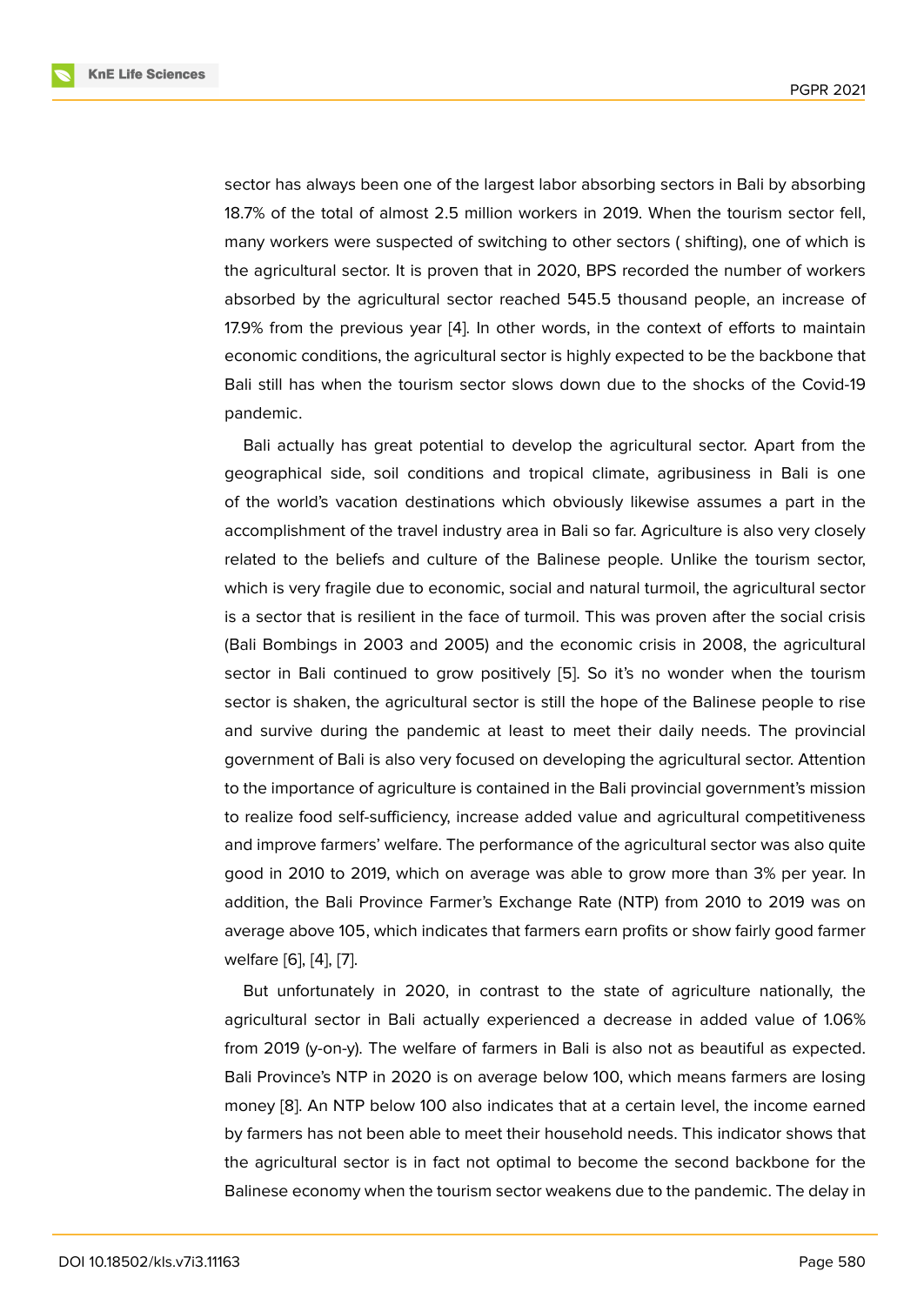sector has always been one of the largest labor absorbing sectors in Bali by absorbing 18.7% of the total of almost 2.5 million workers in 2019. When the tourism sector fell, many workers were suspected of switching to other sectors ( shifting), one of which is the agricultural sector. It is proven that in 2020, BPS recorded the number of workers absorbed by the agricultural sector reached 545.5 thousand people, an increase of 17.9% from the previous year [4]. In other words, in the context of efforts to maintain economic conditions, the agricultural sector is highly expected to be the backbone that Bali still has when the tourism sector slows down due to the shocks of the Covid-19 pandemic.

Bali actually has great potential to develop the agricultural sector. Apart from the geographical side, soil conditions and tropical climate, agribusiness in Bali is one of the world's vacation destinations which obviously likewise assumes a part in the accomplishment of the travel industry area in Bali so far. Agriculture is also very closely related to the beliefs and culture of the Balinese people. Unlike the tourism sector, which is very fragile due to economic, social and natural turmoil, the agricultural sector is a sector that is resilient in the face of turmoil. This was proven after the social crisis (Bali Bombings in 2003 and 2005) and the economic crisis in 2008, the agricultural sector in Bali continued to grow positively [5]. So it's no wonder when the tourism sector is shaken, the agricultural sector is still the hope of the Balinese people to rise and survive during the pandemic at least to meet their daily needs. The provincial government of Bali is also very focused on developing the agricultural sector. Attention to the importance of agriculture is contained in the Bali provincial government's mission to realize food self-sufficiency, increase added value and agricultural competitiveness and improve farmers' welfare. The performance of the agricultural sector was also quite good in 2010 to 2019, which on average was able to grow more than 3% per year. In addition, the Bali Province Farmer's Exchange Rate (NTP) from 2010 to 2019 was on average above 105, which indicates that farmers earn profits or show fairly good farmer welfare [6], [4], [7].

But unfortunately in 2020, in contrast to the state of agriculture nationally, the agricultural sector in Bali actually experienced a decrease in added value of 1.06% from 2019 (y-on-y). The welfare of farmers in Bali is also not as beautiful as expected. Bali Province's NTP in 2020 is on average below 100, which means farmers are losing money [8]. An NTP below 100 also indicates that at a certain level, the income earned by farmers has not been able to meet their household needs. This indicator shows that the agricultural sector is in fact not optimal to become the second backbone for the Balinese economy when the tourism sector weakens due to the pandemic. The delay in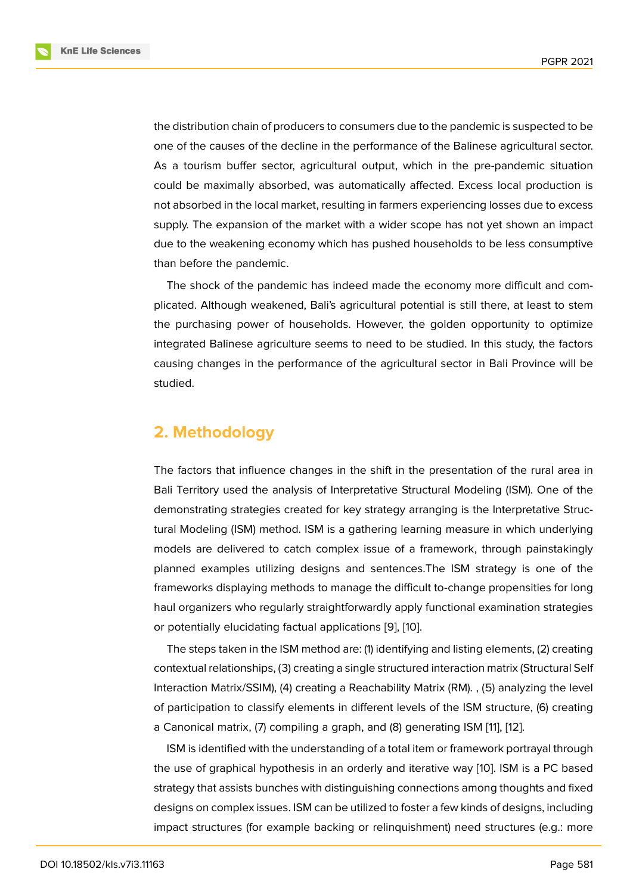the distribution chain of producers to consumers due to the pandemic is suspected to be one of the causes of the decline in the performance of the Balinese agricultural sector. As a tourism buffer sector, agricultural output, which in the pre-pandemic situation could be maximally absorbed, was automatically affected. Excess local production is not absorbed in the local market, resulting in farmers experiencing losses due to excess supply. The expansion of the market with a wider scope has not yet shown an impact due to the weakening economy which has pushed households to be less consumptive than before the pandemic.

The shock of the pandemic has indeed made the economy more difficult and complicated. Although weakened, Bali's agricultural potential is still there, at least to stem the purchasing power of households. However, the golden opportunity to optimize integrated Balinese agriculture seems to need to be studied. In this study, the factors causing changes in the performance of the agricultural sector in Bali Province will be studied.

## 2. Methodology

The factors that influence changes in the shift in the presentation of the rural area in Bali Territory used the analysis of Interpretative Structural Modeling (ISM). One of the demonstrating strategies created for key strategy arranging is the Interpretative Structural Modeling (ISM) method. ISM is a gathering learning measure in which underlying models are delivered to catch complex issue of a framework, through painstakingly planned examples utilizing designs and sentences.The ISM strategy is one of the frameworks displaying methods to manage the difficult to-change propensities for long haul organizers who regularly straightforwardly apply functional examination strategies or potentially elucidating factual applications [9], [10].

The steps taken in the ISM method are: (1) identifying and listing elements, (2) creating contextual relationships, (3) creating a single structured interaction matrix (Structural Self Interaction Matrix/SSIM), (4) creating a Reachability Matrix (RM). , (5) analyzing the level of participation to classify elements in different levels of the ISM structure, (6) creating a Canonical matrix, (7) compiling a graph, and (8) generating ISM [11], [12].

ISM is identified with the understanding of a total item or framework portrayal through the use of graphical hypothesis in an orderly and iterative way [10]. ISM is a PC based strategy that assists bunches with distinguishing connections among thoughts and fixed designs on complex issues. ISM can be utilized to foster a few kinds of designs, including impact structures (for example backing or relinquishment) need structures (e.g.: more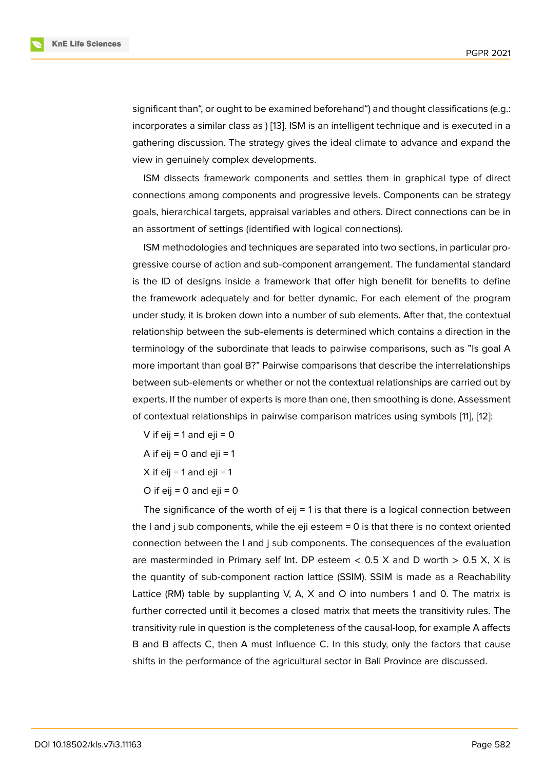significant than", or ought to be examined beforehand") and thought classifications (e.g.: incorporates a similar class as ) [13]. ISM is an intelligent technique and is executed in a gathering discussion. The strategy gives the ideal climate to advance and expand the view in genuinely complex developments.

ISM dissects framework components and settles them in graphical type of direct connections among components and progressive levels. Components can be strategy goals, hierarchical targets, appraisal variables and others. Direct connections can be in an assortment of settings (identified with logical connections).

ISM methodologies and techniques are separated into two sections, in particular progressive course of action and sub-component arrangement. The fundamental standard is the ID of designs inside a framework that offer high benefit for benefits to define the framework adequately and for better dynamic. For each element of the program under study, it is broken down into a number of sub elements. After that, the contextual relationship between the sub-elements is determined which contains a direction in the terminology of the subordinate that leads to pairwise comparisons, such as "Is goal A more important than goal B?" Pairwise comparisons that describe the interrelationships between sub-elements or whether or not the contextual relationships are carried out by experts. If the number of experts is more than one, then smoothing is done. Assessment of contextual relationships in pairwise comparison matrices using symbols [11], [12]:

V if eij = 1 and eji = 0

A if eij = 0 and eji = 1

X if eij = 1 and eji = 1

O if eij = 0 and eji = 0

The significance of the worth of eij = 1 is that there is a logical connection between the I and j sub components, while the eji esteem = 0 is that there is no context oriented connection between the I and j sub components. The consequences of the evaluation are masterminded in Primary self Int. DP esteem < 0.5 X and D worth > 0.5 X, X is the quantity of sub-component raction lattice (SSIM). SSIM is made as a Reachability Lattice (RM) table by supplanting V, A, X and O into numbers 1 and 0. The matrix is further corrected until it becomes a closed matrix that meets the transitivity rules. The transitivity rule in question is the completeness of the causal-loop, for example A affects B and B affects C, then A must influence C. In this study, only the factors that cause shifts in the performance of the agricultural sector in Bali Province are discussed.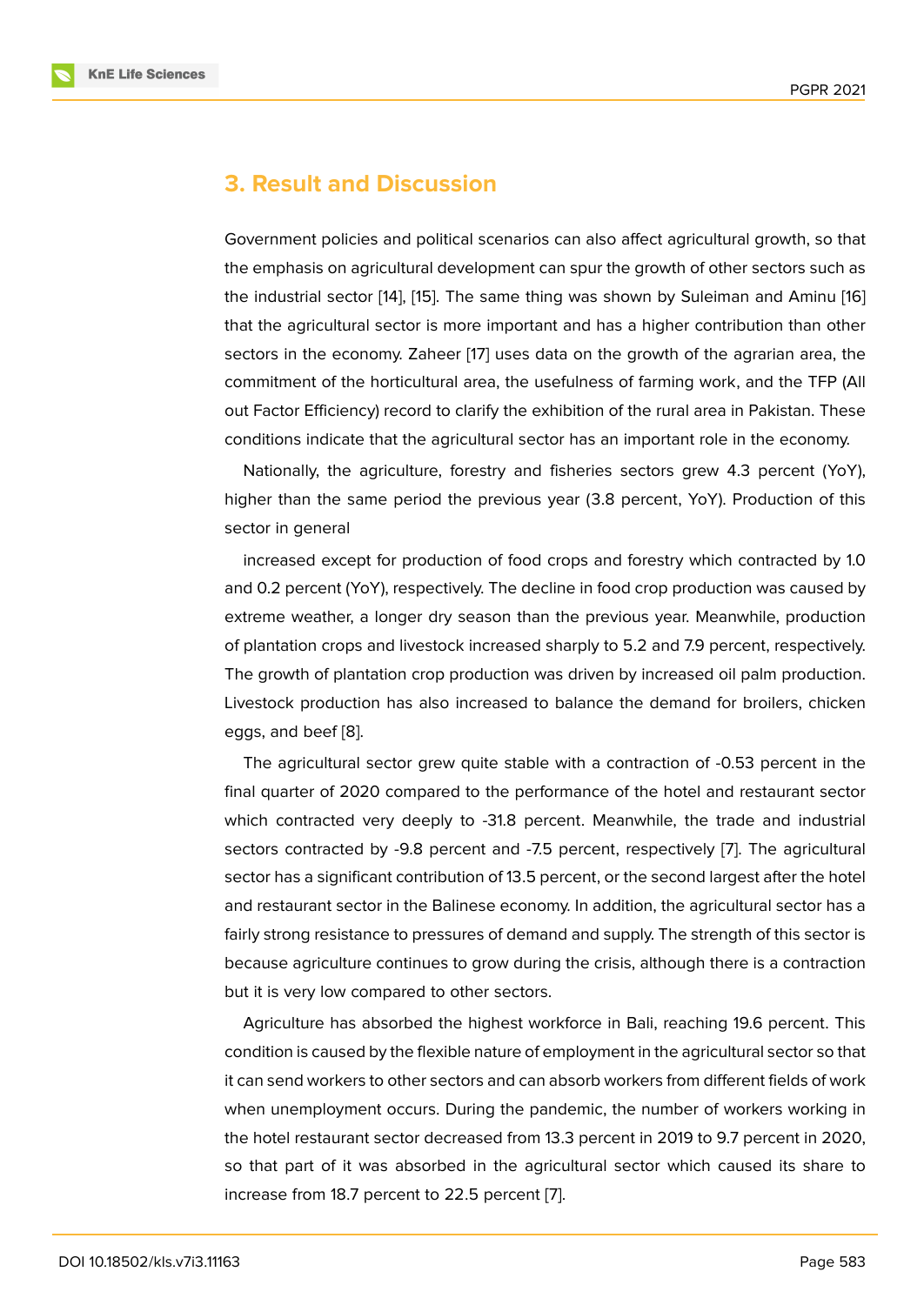## 3. Result and Discussion

Government policies and political scenarios can also affect agricultural growth, so that the emphasis on agricultural development can spur the growth of other sectors such as the industrial sector [14], [15]. The same thing was shown by Suleiman and Aminu [16] that the agricultural sector is more important and has a higher contribution than other sectors in the economy. Zaheer [17] uses data on the growth of the agrarian area, the commitment of the horticultural area, the usefulness of farming work, and the TFP (All out Factor Efficiency) record to clarify the exhibition of the rural area in Pakistan. These conditions indicate that the agricultural sector has an important role in the economy.

Nationally, the agriculture, forestry and fisheries sectors grew 4.3 percent (YoY), higher than the same period the previous year (3.8 percent, YoY). Production of this sector in general

increased except for production of food crops and forestry which contracted by 1.0 and 0.2 percent (YoY), respectively. The decline in food crop production was caused by extreme weather, a longer dry season than the previous year. Meanwhile, production of plantation crops and livestock increased sharply to 5.2 and 7.9 percent, respectively. The growth of plantation crop production was driven by increased oil palm production. Livestock production has also increased to balance the demand for broilers, chicken eggs, and beef [8].

The agricultural sector grew quite stable with a contraction of -0.53 percent in the final quarter of 2020 compared to the performance of the hotel and restaurant sector which contracted very deeply to -31.8 percent. Meanwhile, the trade and industrial sectors contracted by -9.8 percent and -7.5 percent, respectively [7]. The agricultural sector has a significant contribution of 13.5 percent, or the second largest after the hotel and restaurant sector in the Balinese economy. In addition, the agricultural sector has a fairly strong resistance to pressures of demand and supply. The strength of this sector is because agriculture continues to grow during the crisis, although there is a contraction but it is very low compared to other sectors.

Agriculture has absorbed the highest workforce in Bali, reaching 19.6 percent. This condition is caused by the flexible nature of employment in the agricultural sector so that it can send workers to other sectors and can absorb workers from different fields of work when unemployment occurs. During the pandemic, the number of workers working in the hotel restaurant sector decreased from 13.3 percent in 2019 to 9.7 percent in 2020, so that part of it was absorbed in the agricultural sector which caused its share to increase from 18.7 percent to 22.5 percent [7].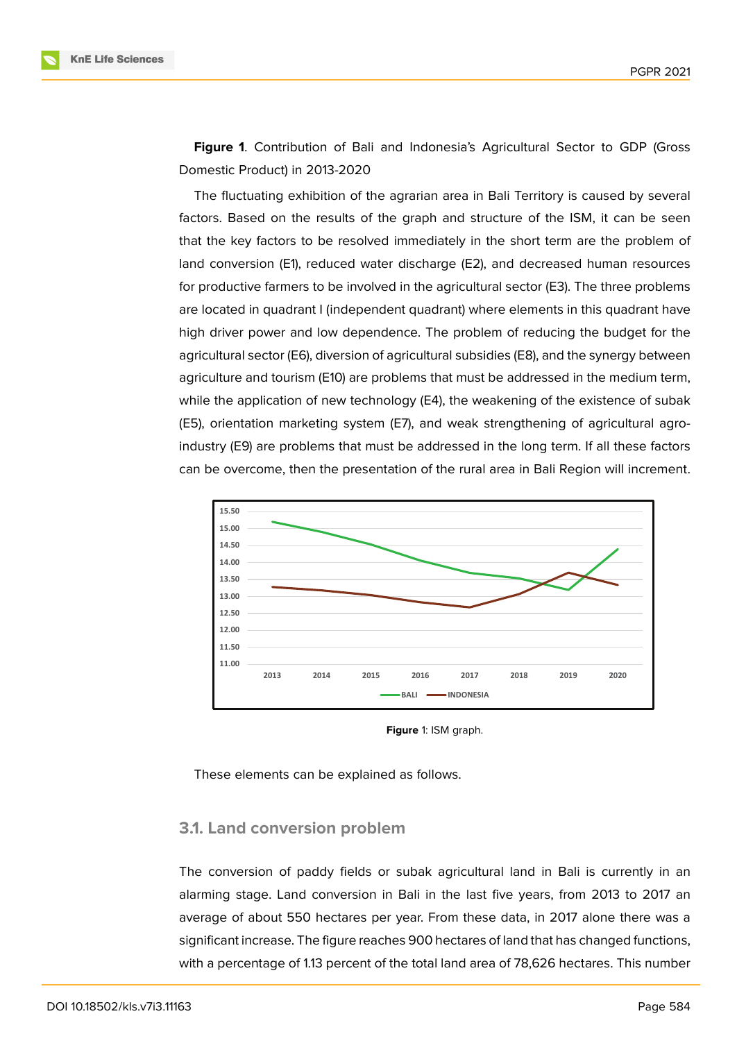**Figure 1**. Contribution of Bali and Indonesia's Agricultural Sector to GDP (Gross Domestic Product) in 2013-2020

The fluctuating exhibition of the agrarian area in Bali Territory is caused by several factors. Based on the results of the graph and structure of the ISM, it can be seen that the key factors to be resolved immediately in the short term are the problem of land conversion (E1), reduced water discharge (E2), and decreased human resources for productive farmers to be involved in the agricultural sector (E3). The three problems are located in quadrant I (independent quadrant) where elements in this quadrant have high driver power and low dependence. The problem of reducing the budget for the agricultural sector (E6), diversion of agricultural subsidies (E8), and the synergy between agriculture and tourism (E10) are problems that must be addressed in the medium term, while the application of new technology (E4), the weakening of the existence of subak (E5), orientation marketing system (E7), and weak strengthening of agricultural agro-industry (E9) are problems that must be addressed in the long term. If all these factors can be overcome, then the presentation of the rural area in Bali Region will increment.

**Figure** 1: ISM graph.

These elements can be explained as follows.

## 3.1. Land conversion problem

The conversion of paddy fields or subak agricultural land in Bali is currently in an alarming stage. Land conversion in Bali in the last five years, from 2013 to 2017 an average of about 550 hectares per year. From these data, in 2017 alone there was a significant increase. The figure reaches 900 hectares of land that has changed functions, with a percentage of 1.13 percent of the total land area of 78,626 hectares. This number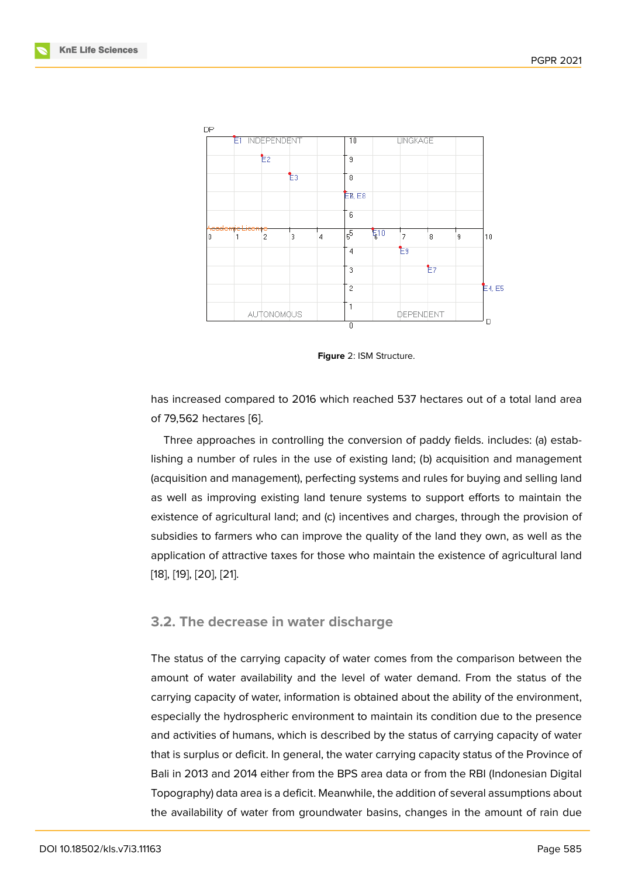Figure 2: ISM Structure.

has increased compared to 2016 which reached 537 hectares out of a total land area of 79,562 hectares [6].

Three approaches in controlling the conversion of paddy fields. includes: (a) establishing a number of rules in the use of existing land; (b) acquisition and management (acquisition and management), perfecting systems and rules for buying and selling land as well as improving existing land tenure systems to support efforts to maintain the existence of agricultural land; and (c) incentives and charges, through the provision of subsidies to farmers who can improve the quality of the land they own, as well as the application of attractive taxes for those who maintain the existence of agricultural land [18], [19], [20], [21].

### 3.2. The decrease in water discharge

The status of the carrying capacity of water comes from the comparison between the amount of water availability and the level of water demand. From the status of the carrying capacity of water, information is obtained about the ability of the environment, especially the hydrospheric environment to maintain its condition due to the presence and activities of humans, which is described by the status of carrying capacity of water that is surplus or deficit. In general, the water carrying capacity status of the Province of Bali in 2013 and 2014 either from the BPS area data or from the RBI (Indonesian Digital Topography) data area is a deficit. Meanwhile, the addition of several assumptions about the availability of water from groundwater basins, changes in the amount of rain due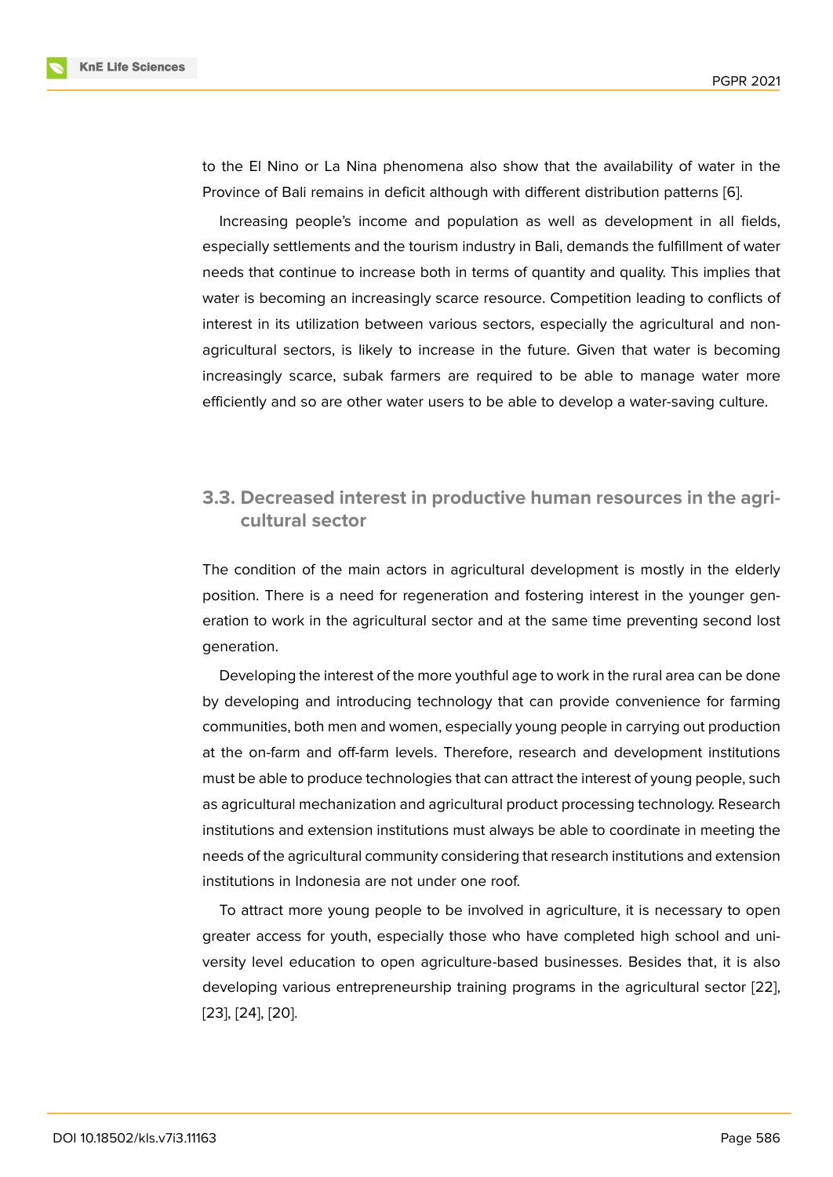to the El Nino or La Nina phenomena also show that the availability of water in the Province of Bali remains in deficit although with different distribution patterns [6].

Increasing people's income and population as well as development in all fields, especially settlements and the tourism industry in Bali, demands the fulfillment of water needs that continue to increase both in terms of quantity and quality. This implies that water is becoming an increasingly scarce resource. Competition leading to conflicts of interest in its utilization between various sectors, especially the agricultural and non-agricultural sectors, is likely to increase in the future. Given that water is becoming increasingly scarce, subak farmers are required to be able to manage water more efficiently and so are other water users to be able to develop a water-saving culture.

### 3.3. Decreased interest in productive human resources in the agricultural sector

The condition of the main actors in agricultural development is mostly in the elderly position. There is a need for regeneration and fostering interest in the younger generation to work in the agricultural sector and at the same time preventing second lost generation.

Developing the interest of the more youthful age to work in the rural area can be done by developing and introducing technology that can provide convenience for farming communities, both men and women, especially young people in carrying out production at the on-farm and off-farm levels. Therefore, research and development institutions must be able to produce technologies that can attract the interest of young people, such as agricultural mechanization and agricultural product processing technology. Research institutions and extension institutions must always be able to coordinate in meeting the needs of the agricultural community considering that research institutions and extension institutions in Indonesia are not under one roof.

To attract more young people to be involved in agriculture, it is necessary to open greater access for youth, especially those who have completed high school and university level education to open agriculture-based businesses. Besides that, it is also developing various entrepreneurship training programs in the agricultural sector [22], [23], [24], [20].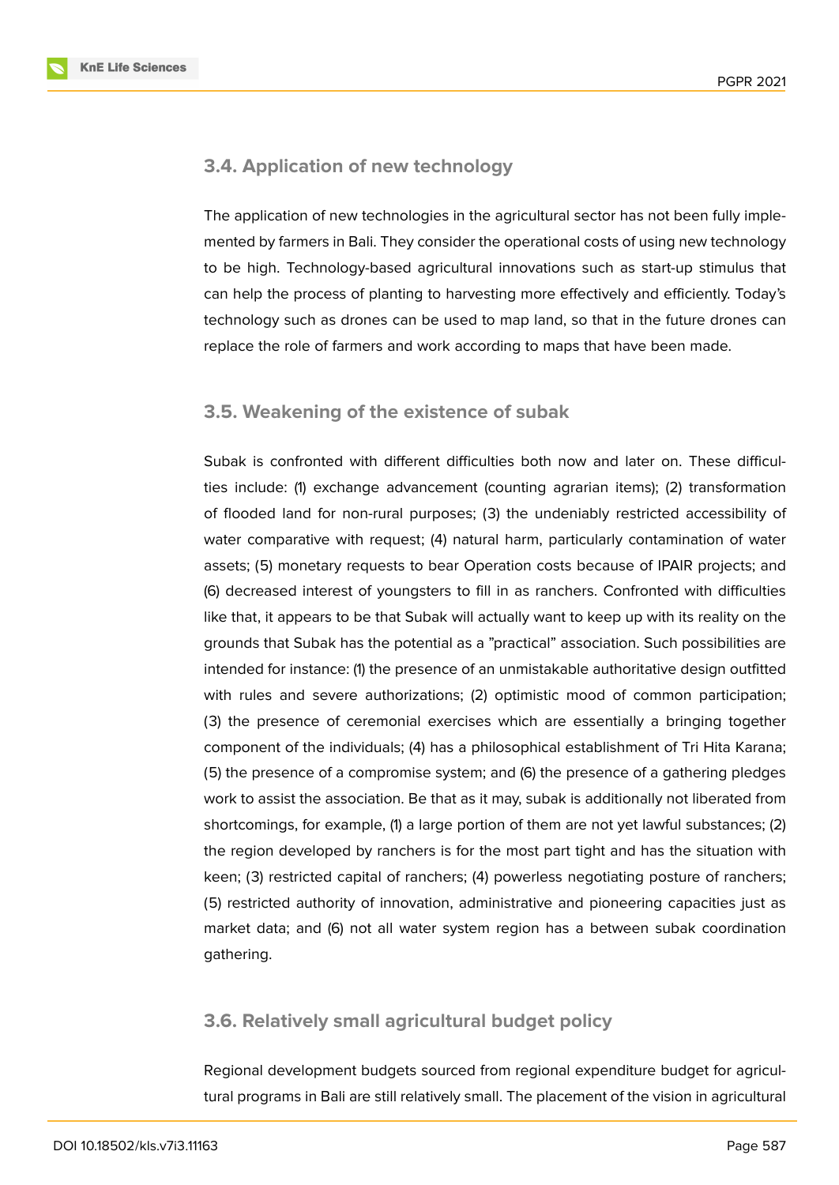### 3.4. Application of new technology

The application of new technologies in the agricultural sector has not been fully implemented by farmers in Bali. They consider the operational costs of using new technology to be high. Technology-based agricultural innovations such as start-up stimulus that can help the process of planting to harvesting more effectively and efficiently. Today's technology such as drones can be used to map land, so that in the future drones can replace the role of farmers and work according to maps that have been made.

### 3.5. Weakening of the existence of subak

Subak is confronted with different difficulties both now and later on. These difficulties include: (1) exchange advancement (counting agrarian items); (2) transformation of flooded land for non-rural purposes; (3) the undeniably restricted accessibility of water comparative with request; (4) natural harm, particularly contamination of water assets; (5) monetary requests to bear Operation costs because of IPAIR projects; and (6) decreased interest of youngsters to fill in as ranchers. Confronted with difficulties like that, it appears to be that Subak will actually want to keep up with its reality on the grounds that Subak has the potential as a "practical" association. Such possibilities are intended for instance: (1) the presence of an unmistakable authoritative design outfitted with rules and severe authorizations; (2) optimistic mood of common participation; (3) the presence of ceremonial exercises which are essentially a bringing together component of the individuals; (4) has a philosophical establishment of Tri Hita Karana; (5) the presence of a compromise system; and (6) the presence of a gathering pledges work to assist the association. Be that as it may, subak is additionally not liberated from shortcomings, for example, (1) a large portion of them are not yet lawful substances; (2) the region developed by ranchers is for the most part tight and has the situation with keen; (3) restricted capital of ranchers; (4) powerless negotiating posture of ranchers; (5) restricted authority of innovation, administrative and pioneering capacities just as market data; and (6) not all water system region has a between subak coordination gathering.

### 3.6. Relatively small agricultural budget policy

Regional development budgets sourced from regional expenditure budget for agricultural programs in Bali are still relatively small. The placement of the vision in agricultural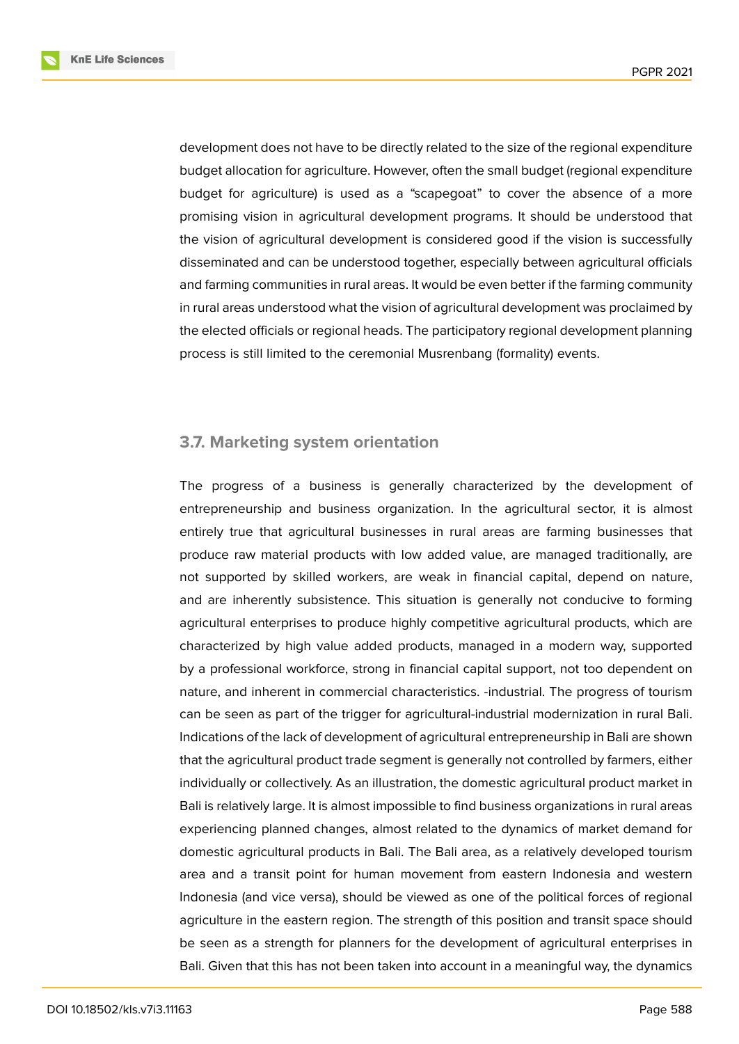development does not have to be directly related to the size of the regional expenditure budget allocation for agriculture. However, often the small budget (regional expenditure budget for agriculture) is used as a "scapegoat" to cover the absence of a more promising vision in agricultural development programs. It should be understood that the vision of agricultural development is considered good if the vision is successfully disseminated and can be understood together, especially between agricultural officials and farming communities in rural areas. It would be even better if the farming community in rural areas understood what the vision of agricultural development was proclaimed by the elected officials or regional heads. The participatory regional development planning process is still limited to the ceremonial Musrenbang (formality) events.

### 3.7. Marketing system orientation

The progress of a business is generally characterized by the development of entrepreneurship and business organization. In the agricultural sector, it is almost entirely true that agricultural businesses in rural areas are farming businesses that produce raw material products with low added value, are managed traditionally, are not supported by skilled workers, are weak in financial capital, depend on nature, and are inherently subsistence. This situation is generally not conducive to forming agricultural enterprises to produce highly competitive agricultural products, which are characterized by high value added products, managed in a modern way, supported by a professional workforce, strong in financial capital support, not too dependent on nature, and inherent in commercial characteristics. -industrial. The progress of tourism can be seen as part of the trigger for agricultural-industrial modernization in rural Bali. Indications of the lack of development of agricultural entrepreneurship in Bali are shown that the agricultural product trade segment is generally not controlled by farmers, either individually or collectively. As an illustration, the domestic agricultural product market in Bali is relatively large. It is almost impossible to find business organizations in rural areas experiencing planned changes, almost related to the dynamics of market demand for domestic agricultural products in Bali. The Bali area, as a relatively developed tourism area and a transit point for human movement from eastern Indonesia and western Indonesia (and vice versa), should be viewed as one of the political forces of regional agriculture in the eastern region. The strength of this position and transit space should be seen as a strength for planners for the development of agricultural enterprises in Bali. Given that this has not been taken into account in a meaningful way, the dynamics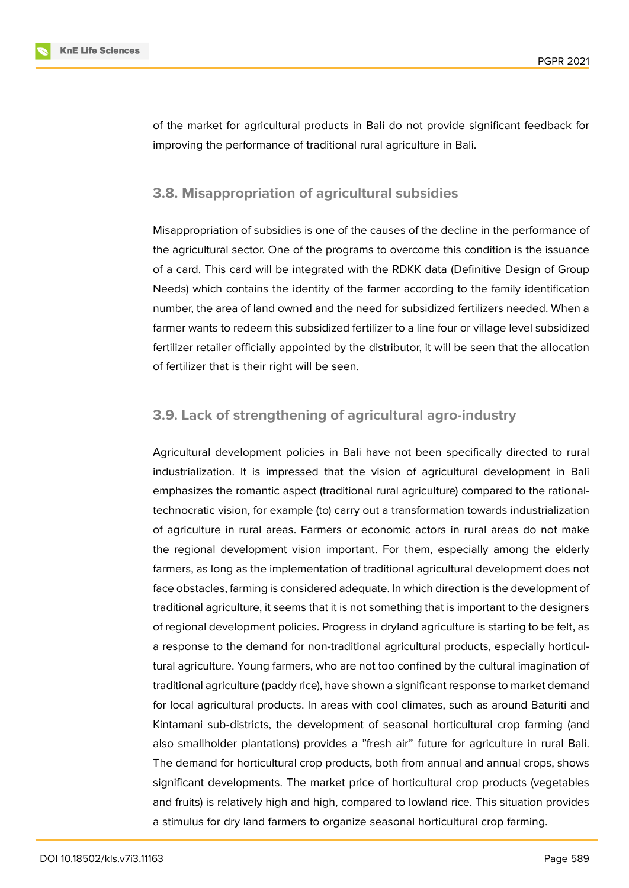of the market for agricultural products in Bali do not provide significant feedback for improving the performance of traditional rural agriculture in Bali.

### 3.8. Misappropriation of agricultural subsidies

Misappropriation of subsidies is one of the causes of the decline in the performance of the agricultural sector. One of the programs to overcome this condition is the issuance of a card. This card will be integrated with the RDKK data (Definitive Design of Group Needs) which contains the identity of the farmer according to the family identification number, the area of land owned and the need for subsidized fertilizers needed. When a farmer wants to redeem this subsidized fertilizer to a line four or village level subsidized fertilizer retailer officially appointed by the distributor, it will be seen that the allocation of fertilizer that is their right will be seen.

### 3.9. Lack of strengthening of agricultural agro-industry

Agricultural development policies in Bali have not been specifically directed to rural industrialization. It is impressed that the vision of agricultural development in Bali emphasizes the romantic aspect (traditional rural agriculture) compared to the rational-technocratic vision, for example (to) carry out a transformation towards industrialization of agriculture in rural areas. Farmers or economic actors in rural areas do not make the regional development vision important. For them, especially among the elderly farmers, as long as the implementation of traditional agricultural development does not face obstacles, farming is considered adequate. In which direction is the development of traditional agriculture, it seems that it is not something that is important to the designers of regional development policies. Progress in dryland agriculture is starting to be felt, as a response to the demand for non-traditional agricultural products, especially horticultural agriculture. Young farmers, who are not too confined by the cultural imagination of traditional agriculture (paddy rice), have shown a significant response to market demand for local agricultural products. In areas with cool climates, such as around Baturiti and Kintamani sub-districts, the development of seasonal horticultural crop farming (and also smallholder plantations) provides a "fresh air" future for agriculture in rural Bali. The demand for horticultural crop products, both from annual and annual crops, shows significant developments. The market price of horticultural crop products (vegetables and fruits) is relatively high and high, compared to lowland rice. This situation provides a stimulus for dry land farmers to organize seasonal horticultural crop farming.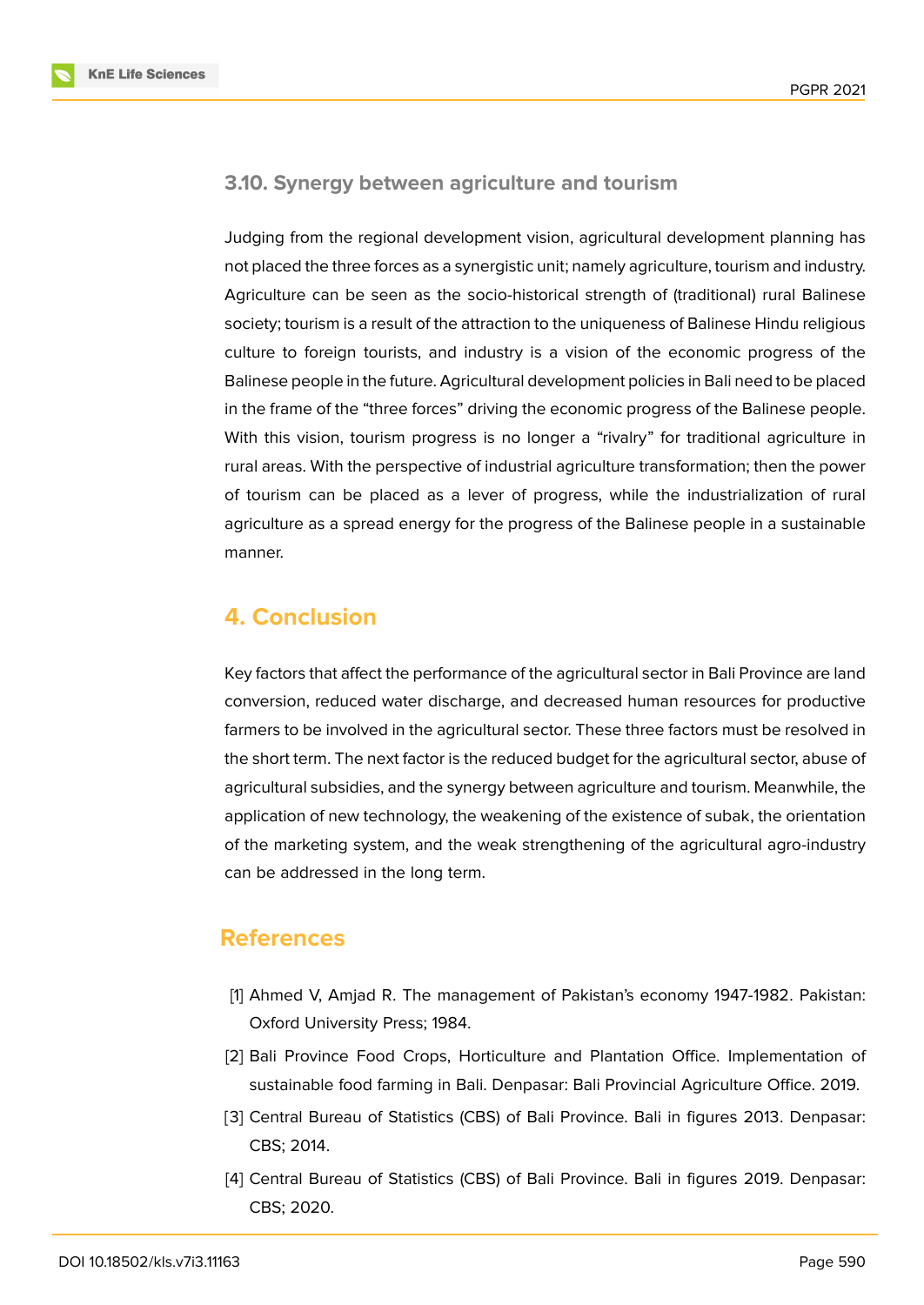### 3.10. Synergy between agriculture and tourism

Judging from the regional development vision, agricultural development planning has not placed the three forces as a synergistic unit; namely agriculture, tourism and industry. Agriculture can be seen as the socio-historical strength of (traditional) rural Balinese society; tourism is a result of the attraction to the uniqueness of Balinese Hindu religious culture to foreign tourists, and industry is a vision of the economic progress of the Balinese people in the future. Agricultural development policies in Bali need to be placed in the frame of the "three forces" driving the economic progress of the Balinese people. With this vision, tourism progress is no longer a "rivalry" for traditional agriculture in rural areas. With the perspective of industrial agriculture transformation; then the power of tourism can be placed as a lever of progress, while the industrialization of rural agriculture as a spread energy for the progress of the Balinese people in a sustainable manner.

## 4. Conclusion

Key factors that affect the performance of the agricultural sector in Bali Province are land conversion, reduced water discharge, and decreased human resources for productive farmers to be involved in the agricultural sector. These three factors must be resolved in the short term. The next factor is the reduced budget for the agricultural sector, abuse of agricultural subsidies, and the synergy between agriculture and tourism. Meanwhile, the application of new technology, the weakening of the existence of subak, the orientation of the marketing system, and the weak strengthening of the agricultural agro-industry can be addressed in the long term.

## References

[1] Ahmed V, Amjad R. The management of Pakistan's economy 1947-1982. Pakistan: Oxford University Press; 1984.

[2] Bali Province Food Crops, Horticulture and Plantation Office. Implementation of sustainable food farming in Bali. Denpasar: Bali Provincial Agriculture Office. 2019.

[3] Central Bureau of Statistics (CBS) of Bali Province. Bali in figures 2013. Denpasar: CBS; 2014.

[4] Central Bureau of Statistics (CBS) of Bali Province. Bali in figures 2019. Denpasar: CBS; 2020.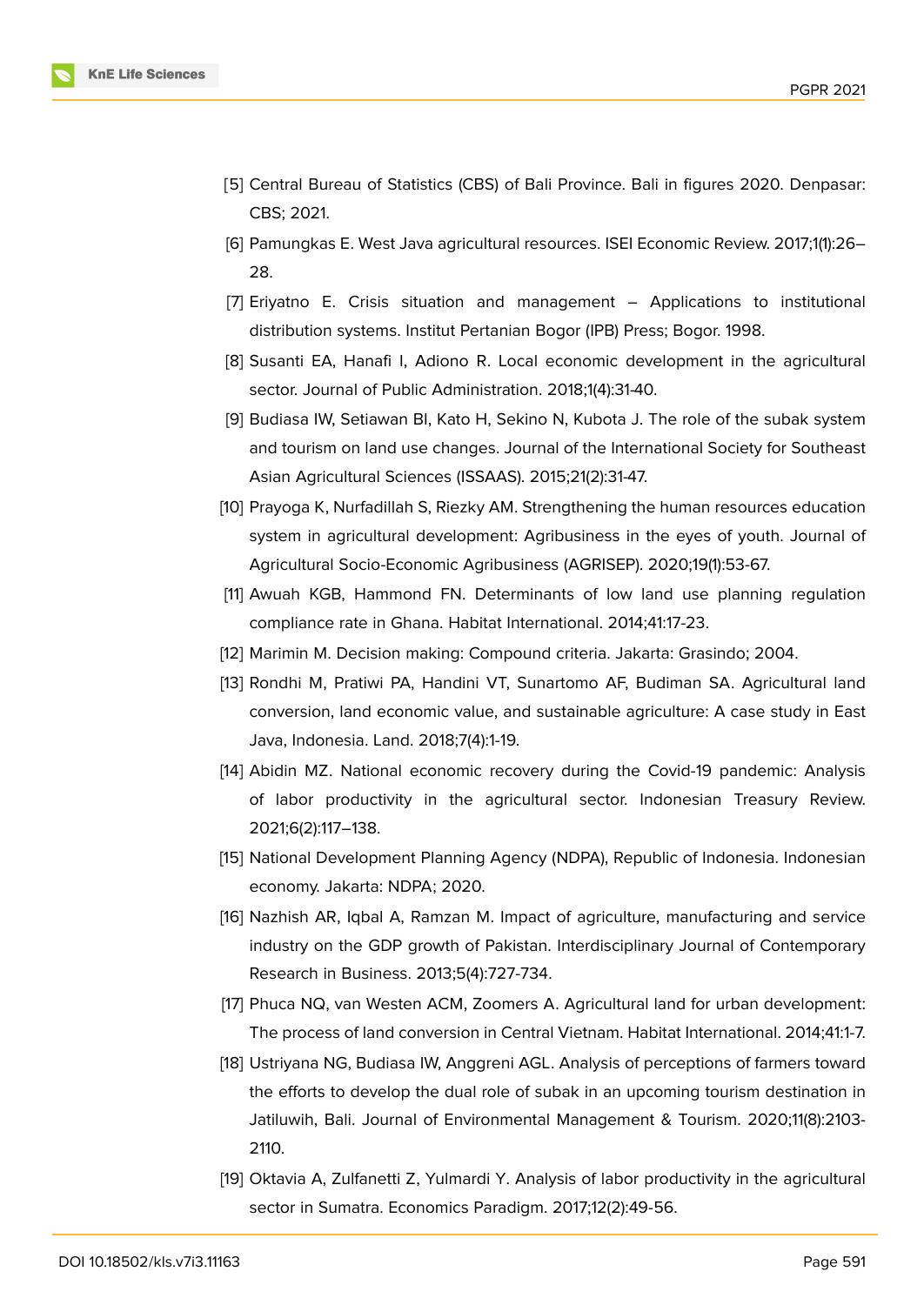[5] Central Bureau of Statistics (CBS) of Bali Province. Bali in figures 2020. Denpasar: CBS; 2021.

[6] Pamungkas E. West Java agricultural resources. ISEI Economic Review. 2017;1(1):26–28.

[7] Eriyatno E. Crisis situation and management – Applications to institutional distribution systems. Institut Pertanian Bogor (IPB) Press; Bogor. 1998.

[8] Susanti EA, Hanafi I, Adiono R. Local economic development in the agricultural sector. Journal of Public Administration. 2018;1(4):31-40.

[9] Budiasa IW, Setiawan BI, Kato H, Sekino N, Kubota J. The role of the subak system and tourism on land use changes. Journal of the International Society for Southeast Asian Agricultural Sciences (ISSAAS). 2015;21(2):31-47.

[10] Prayoga K, Nurfadillah S, Riezky AM. Strengthening the human resources education system in agricultural development: Agribusiness in the eyes of youth. Journal of Agricultural Socio-Economic Agribusiness (AGRISEP). 2020;19(1):53-67.

[11] Awuah KGB, Hammond FN. Determinants of low land use planning regulation compliance rate in Ghana. Habitat International. 2014;41:17-23.

[12] Marimin M. Decision making: Compound criteria. Jakarta: Grasindo; 2004.

[13] Rondhi M, Pratiwi PA, Handini VT, Sunartomo AF, Budiman SA. Agricultural land conversion, land economic value, and sustainable agriculture: A case study in East Java, Indonesia. Land. 2018;7(4):1-19.

[14] Abidin MZ. National economic recovery during the Covid-19 pandemic: Analysis of labor productivity in the agricultural sector. Indonesian Treasury Review. 2021;6(2):117–138.

[15] National Development Planning Agency (NDPA), Republic of Indonesia. Indonesian economy. Jakarta: NDPA; 2020.

[16] Nazhish AR, Iqbal A, Ramzan M. Impact of agriculture, manufacturing and service industry on the GDP growth of Pakistan. Interdisciplinary Journal of Contemporary Research in Business. 2013;5(4):727-734.

[17] Phuca NQ, van Westen ACM, Zoomers A. Agricultural land for urban development: The process of land conversion in Central Vietnam. Habitat International. 2014;41:1-7.

[18] Ustriyana NG, Budiasa IW, Anggreni AGL. Analysis of perceptions of farmers toward the efforts to develop the dual role of subak in an upcoming tourism destination in Jatiluwih, Bali. Journal of Environmental Management & Tourism. 2020;11(8):2103-2110.

[19] Oktavia A, Zulfanetti Z, Yulmardi Y. Analysis of labor productivity in the agricultural sector in Sumatra. Economics Paradigm. 2017;12(2):49-56.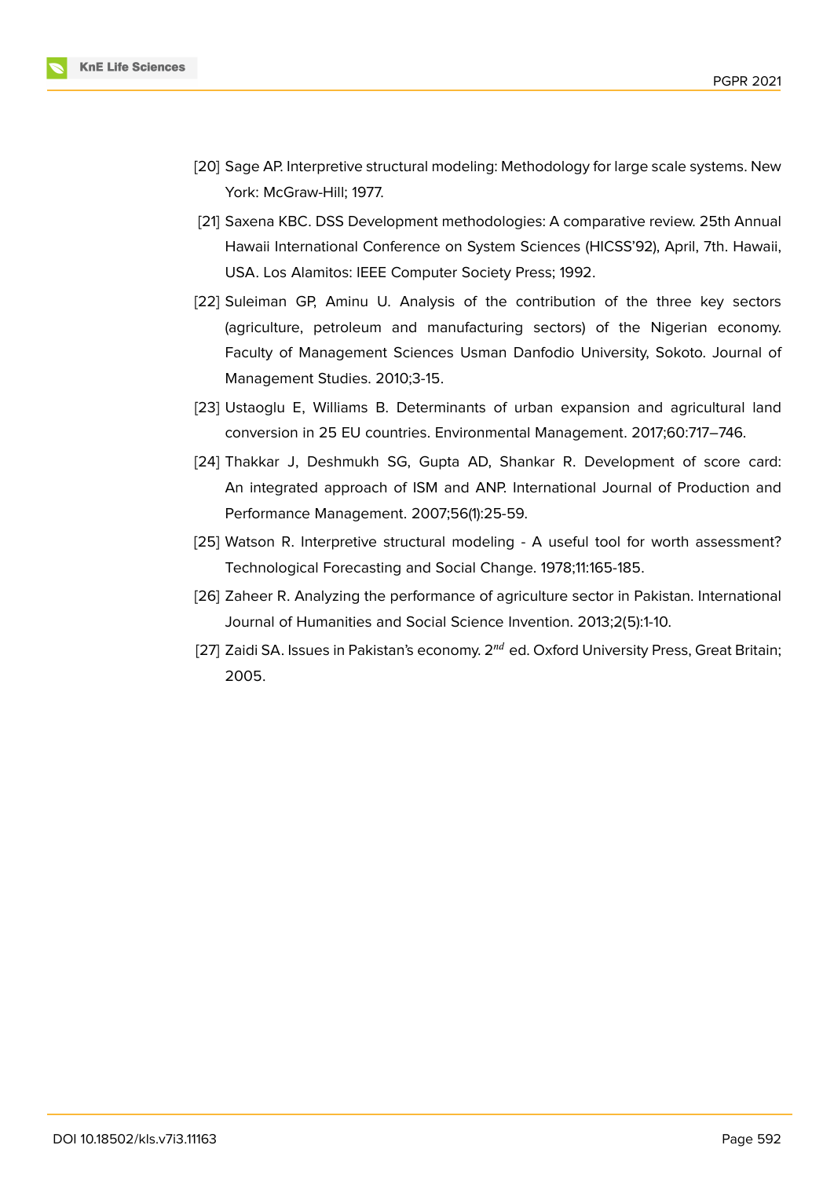[20] Sage AP. Interpretive structural modeling: Methodology for large scale systems. New York: McGraw-Hill; 1977.

[21] Saxena KBC. DSS Development methodologies: A comparative review. 25th Annual Hawaii International Conference on System Sciences (HICSS'92), April, 7th. Hawaii, USA. Los Alamitos: IEEE Computer Society Press; 1992.

[22] Suleiman GP, Aminu U. Analysis of the contribution of the three key sectors (agriculture, petroleum and manufacturing sectors) of the Nigerian economy. Faculty of Management Sciences Usman Danfodio University, Sokoto. Journal of Management Studies. 2010;3-15.

[23] Ustaoglu E, Williams B. Determinants of urban expansion and agricultural land conversion in 25 EU countries. Environmental Management. 2017;60:717–746.

[24] Thakkar J, Deshmukh SG, Gupta AD, Shankar R. Development of score card: An integrated approach of ISM and ANP. International Journal of Production and Performance Management. 2007;56(1):25-59.

[25] Watson R. Interpretive structural modeling - A useful tool for worth assessment? Technological Forecasting and Social Change. 1978;11:165-185.

[26] Zaheer R. Analyzing the performance of agriculture sector in Pakistan. International Journal of Humanities and Social Science Invention. 2013;2(5):1-10.

[27] Zaidi SA. Issues in Pakistan's economy. $2^{nd}$ ed. Oxford University Press, Great Britain; 2005.